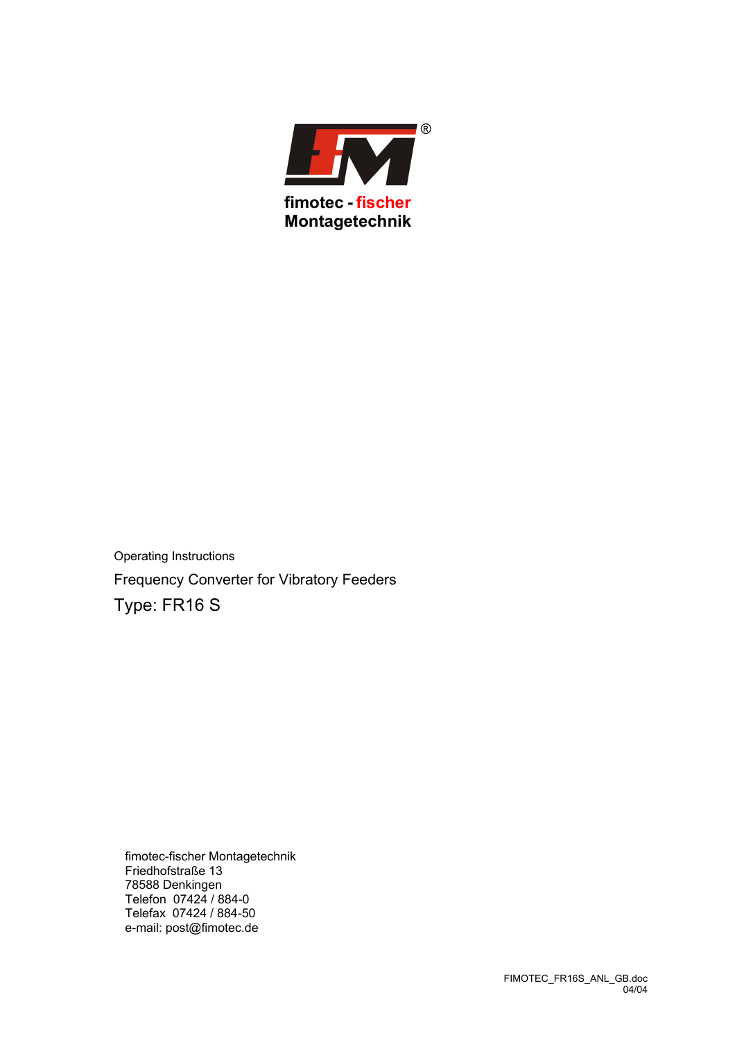fimotec - fischer
Montagetechnik

Operating Instructions

Frequency Converter for Vibratory Feeders

# Type: FR16 S

fimotec-fischer Montagetechnik
Friedhofstraße 13
78588 Denkingen
Telefon 07424 / 884-0
Telefax 07424 / 884-50
e-mail: post@fimotec.de

FIMOTEC_FR16S_ANL_GB.doc
04/04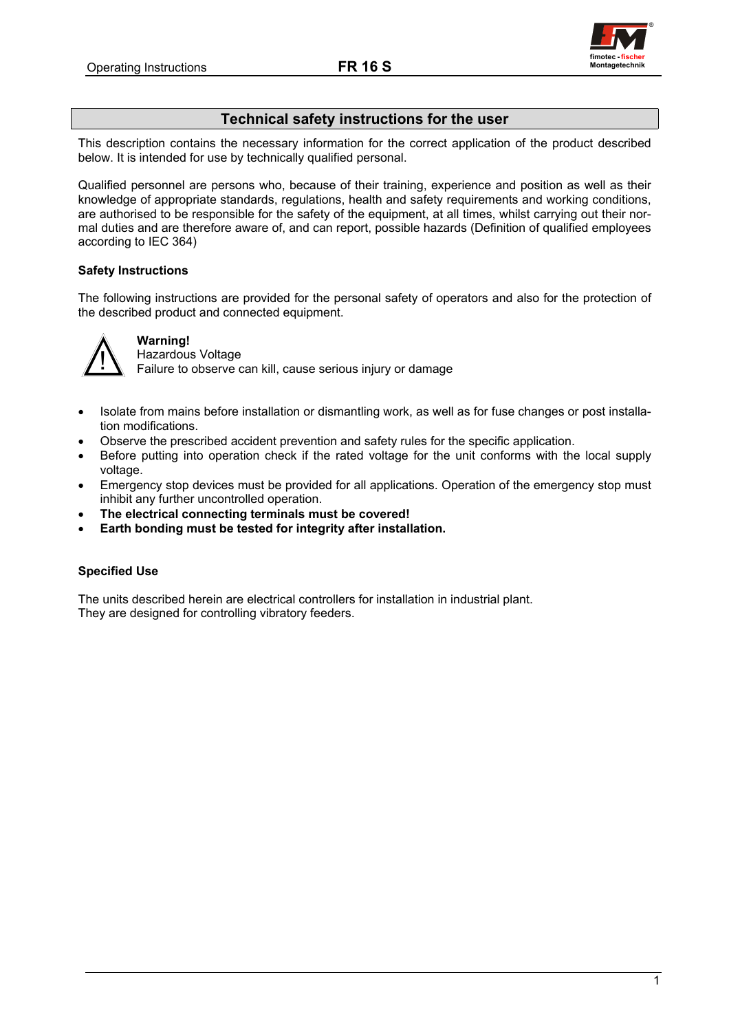## Technical safety instructions for the user

This description contains the necessary information for the correct application of the product described below. It is intended for use by technically qualified personal.

Qualified personnel are persons who, because of their training, experience and position as well as their knowledge of appropriate standards, regulations, health and safety requirements and working conditions, are authorised to be responsible for the safety of the equipment, at all times, whilst carrying out their normal duties and are therefore aware of, and can report, possible hazards (Definition of qualified employees according to IEC 364)

### Safety Instructions

The following instructions are provided for the personal safety of operators and also for the protection of the described product and connected equipment.

**Warning!**
Hazardous Voltage
Failure to observe can kill, cause serious injury or damage

- Isolate from mains before installation or dismantling work, as well as for fuse changes or post installation modifications.
- Observe the prescribed accident prevention and safety rules for the specific application.
- Before putting into operation check if the rated voltage for the unit conforms with the local supply voltage.
- Emergency stop devices must be provided for all applications. Operation of the emergency stop must inhibit any further uncontrolled operation.
- **The electrical connecting terminals must be covered!**
- **Earth bonding must be tested for integrity after installation.**

### Specified Use

The units described herein are electrical controllers for installation in industrial plant.
They are designed for controlling vibratory feeders.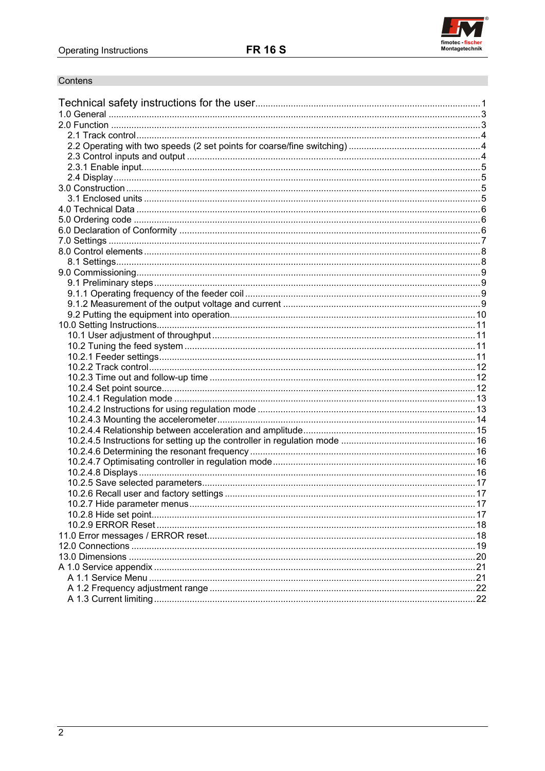## Contens

Technical safety instructions for the user ........ 1
1.0 General ........ 3
2.0 Function ........ 3
  2.1 Track control ........ 4
  2.2 Operating with two speeds (2 set points for coarse/fine switching) ........ 4
  2.3 Control inputs and output ........ 4
  2.3.1 Enable input ........ 5
  2.4 Display ........ 5
3.0 Construction ........ 5
  3.1 Enclosed units ........ 5
4.0 Technical Data ........ 6
5.0 Ordering code ........ 6
6.0 Declaration of Conformity ........ 6
7.0 Settings ........ 7
8.0 Control elements ........ 8
  8.1 Settings ........ 8
9.0 Commissioning ........ 9
  9.1 Preliminary steps ........ 9
  9.1.1 Operating frequency of the feeder coil ........ 9
  9.1.2 Measurement of the output voltage and current ........ 9
  9.2 Putting the equipment into operation ........ 10
10.0 Setting Instructions ........ 11
  10.1 User adjustment of throughput ........ 11
  10.2 Tuning the feed system ........ 11
  10.2.1 Feeder settings ........ 11
  10.2.2 Track control ........ 12
  10.2.3 Time out and follow-up time ........ 12
  10.2.4 Set point source ........ 12
  10.2.4.1 Regulation mode ........ 13
  10.2.4.2 Instructions for using regulation mode ........ 13
  10.2.4.3 Mounting the accelerometer ........ 14
  10.2.4.4 Relationship between acceleration and amplitude ........ 15
  10.2.4.5 Instructions for setting up the controller in regulation mode ........ 16
  10.2.4.6 Determining the resonant frequency ........ 16
  10.2.4.7 Optimisating controller in regulation mode ........ 16
  10.2.4.8 Displays ........ 16
  10.2.5 Save selected parameters ........ 17
  10.2.6 Recall user and factory settings ........ 17
  10.2.7 Hide parameter menus ........ 17
  10.2.8 Hide set point ........ 17
  10.2.9 ERROR Reset ........ 18
11.0 Error messages / ERROR reset ........ 18
12.0 Connections ........ 19
13.0 Dimensions ........ 20
A 1.0 Service appendix ........ 21
  A 1.1 Service Menu ........ 21
  A 1.2 Frequency adjustment range ........ 22
  A 1.3 Current limiting ........ 22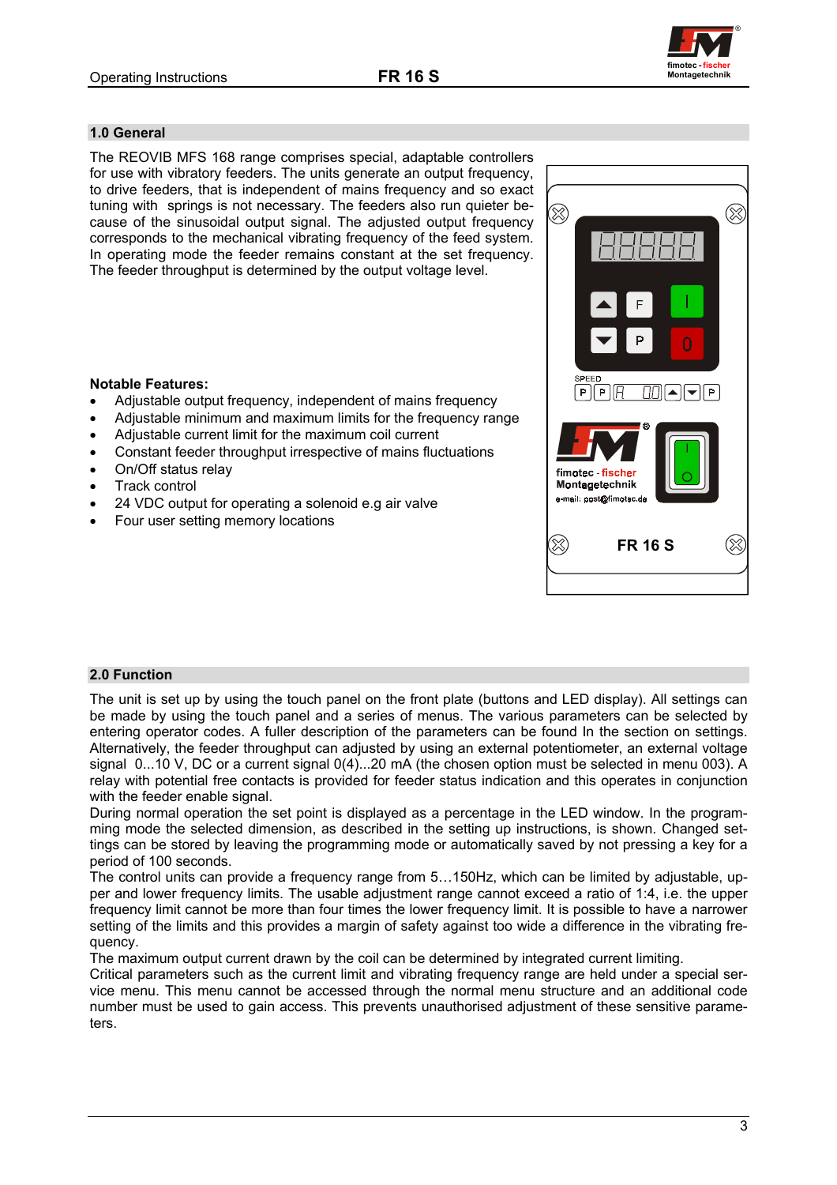## 1.0 General

The REOVIB MFS 168 range comprises special, adaptable controllers for use with vibratory feeders. The units generate an output frequency, to drive feeders, that is independent of mains frequency and so exact tuning with springs is not necessary. The feeders also run quieter because of the sinusoidal output signal. The adjusted output frequency corresponds to the mechanical vibrating frequency of the feed system. In operating mode the feeder remains constant at the set frequency. The feeder throughput is determined by the output voltage level.

**Notable Features:**

- Adjustable output frequency, independent of mains frequency
- Adjustable minimum and maximum limits for the frequency range
- Adjustable current limit for the maximum coil current
- Constant feeder throughput irrespective of mains fluctuations
- On/Off status relay
- Track control
- 24 VDC output for operating a solenoid e.g air valve
- Four user setting memory locations

## 2.0 Function

The unit is set up by using the touch panel on the front plate (buttons and LED display). All settings can be made by using the touch panel and a series of menus. The various parameters can be selected by entering operator codes. A fuller description of the parameters can be found In the section on settings. Alternatively, the feeder throughput can adjusted by using an external potentiometer, an external voltage signal 0...10 V, DC or a current signal 0(4)...20 mA (the chosen option must be selected in menu 003). A relay with potential free contacts is provided for feeder status indication and this operates in conjunction with the feeder enable signal.

During normal operation the set point is displayed as a percentage in the LED window. In the programming mode the selected dimension, as described in the setting up instructions, is shown. Changed settings can be stored by leaving the programming mode or automatically saved by not pressing a key for a period of 100 seconds.

The control units can provide a frequency range from 5…150Hz, which can be limited by adjustable, upper and lower frequency limits. The usable adjustment range cannot exceed a ratio of 1:4, i.e. the upper frequency limit cannot be more than four times the lower frequency limit. It is possible to have a narrower setting of the limits and this provides a margin of safety against too wide a difference in the vibrating frequency.

The maximum output current drawn by the coil can be determined by integrated current limiting.

Critical parameters such as the current limit and vibrating frequency range are held under a special service menu. This menu cannot be accessed through the normal menu structure and an additional code number must be used to gain access. This prevents unauthorised adjustment of these sensitive parameters.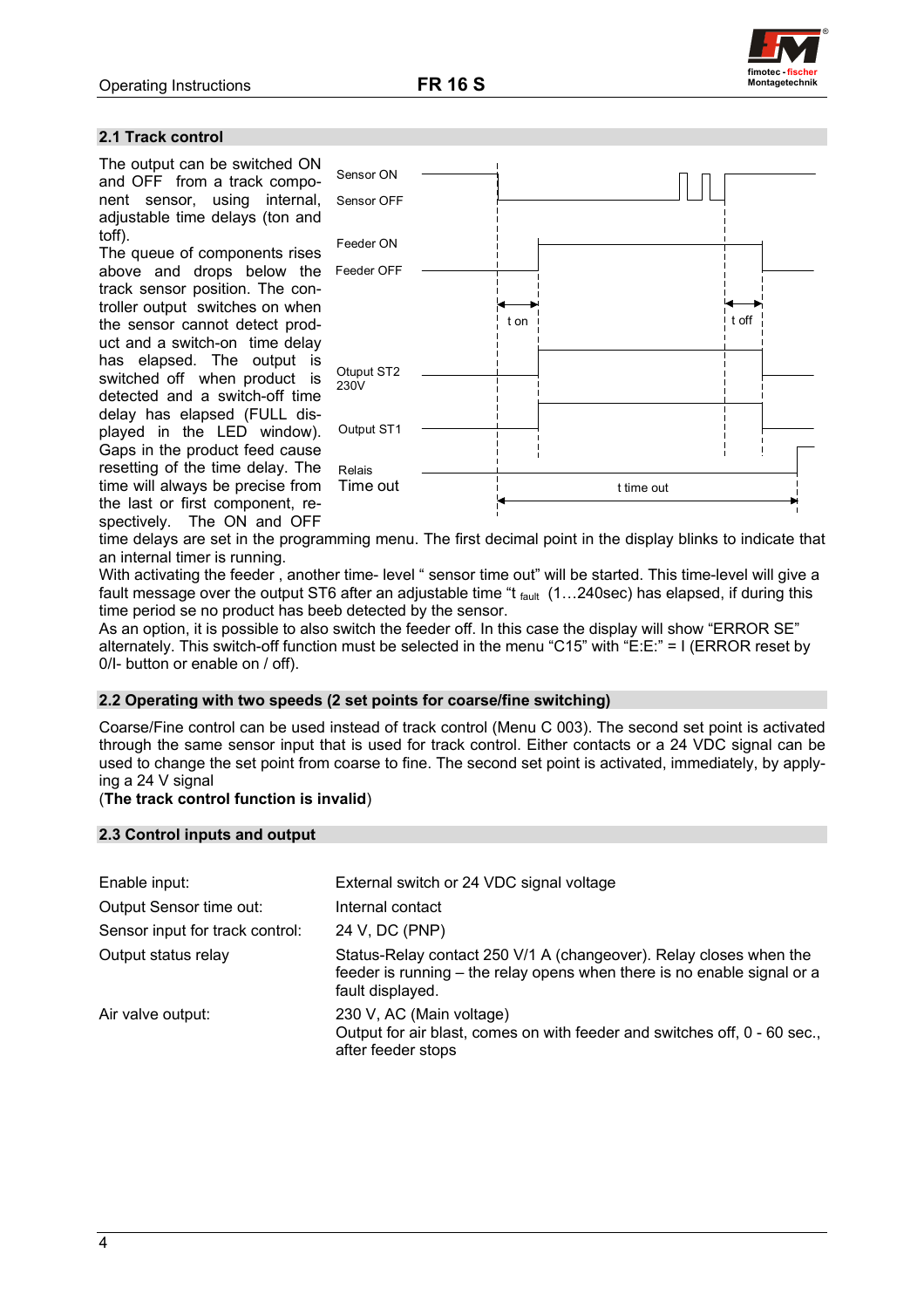## 2.1 Track control

The output can be switched ON and OFF from a track component sensor, using internal, adjustable time delays (ton and toff).

The queue of components rises above and drops below the track sensor position. The controller output switches on when the sensor cannot detect product and a switch-on time delay has elapsed. The output is switched off when product is detected and a switch-off time delay has elapsed (FULL displayed in the LED window). Gaps in the product feed cause resetting of the time delay. The time will always be precise from the last or first component, respectively. The ON and OFF time delays are set in the programming menu. The first decimal point in the display blinks to indicate that an internal timer is running.

Sensor ON
Sensor OFF
Feeder ON
Feeder OFF
t on
t off
Otuput ST2 230V
Output ST1
Relais
Time out
t time out

With activating the feeder , another time- level " sensor time out" will be started. This time-level will give a fault message over the output ST6 after an adjustable time "$t_{fault}$ (1…240sec) has elapsed, if during this time period se no product has beeb detected by the sensor.

As an option, it is possible to also switch the feeder off. In this case the display will show "ERROR SE" alternately. This switch-off function must be selected in the menu "C15" with "E:E:" = I (ERROR reset by 0/I- button or enable on / off).

## 2.2 Operating with two speeds (2 set points for coarse/fine switching)

Coarse/Fine control can be used instead of track control (Menu C 003). The second set point is activated through the same sensor input that is used for track control. Either contacts or a 24 VDC signal can be used to change the set point from coarse to fine. The second set point is activated, immediately, by applying a 24 V signal

(**The track control function is invalid**)

## 2.3 Control inputs and output

| | |
|---|---|
| Enable input: | External switch or 24 VDC signal voltage |
| Output Sensor time out: | Internal contact |
| Sensor input for track control: | 24 V, DC (PNP) |
| Output status relay | Status-Relay contact 250 V/1 A (changeover). Relay closes when the feeder is running – the relay opens when there is no enable signal or a fault displayed. |
| Air valve output: | 230 V, AC (Main voltage)<br>Output for air blast, comes on with feeder and switches off, 0 - 60 sec., after feeder stops |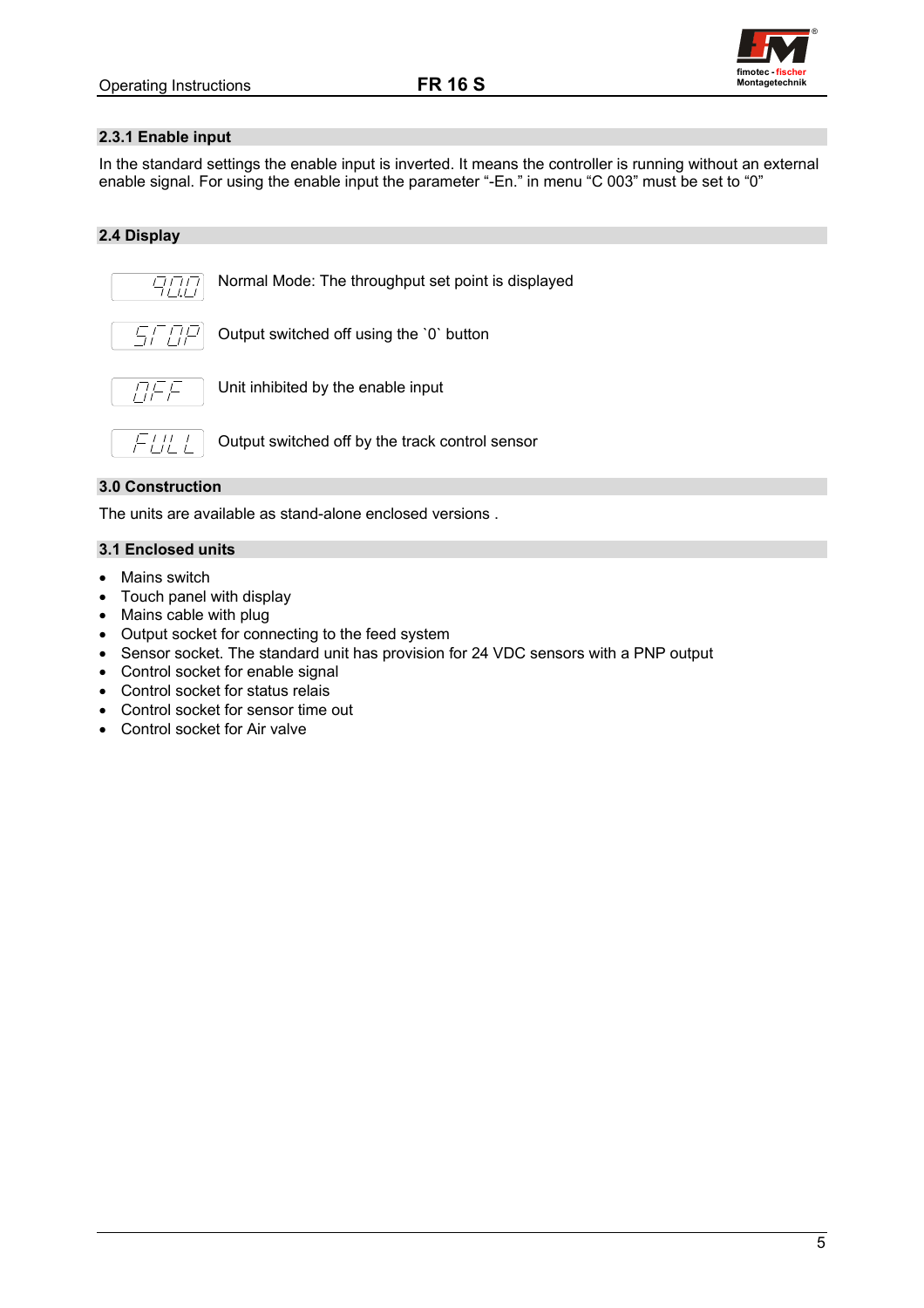## 2.3.1 Enable input

In the standard settings the enable input is inverted. It means the controller is running without an external enable signal. For using the enable input the parameter “-En.” in menu “C 003” must be set to “0”

## 2.4 Display

| Display | Meaning |
|---|---|
| 90.0 | Normal Mode: The throughput set point is displayed |
| STOP | Output switched off using the `0` button |
| OFF | Unit inhibited by the enable input |
| FULL | Output switched off by the track control sensor |

## 3.0 Construction

The units are available as stand-alone enclosed versions .

## 3.1 Enclosed units

- Mains switch
- Touch panel with display
- Mains cable with plug
- Output socket for connecting to the feed system
- Sensor socket. The standard unit has provision for 24 VDC sensors with a PNP output
- Control socket for enable signal
- Control socket for status relais
- Control socket for sensor time out
- Control socket for Air valve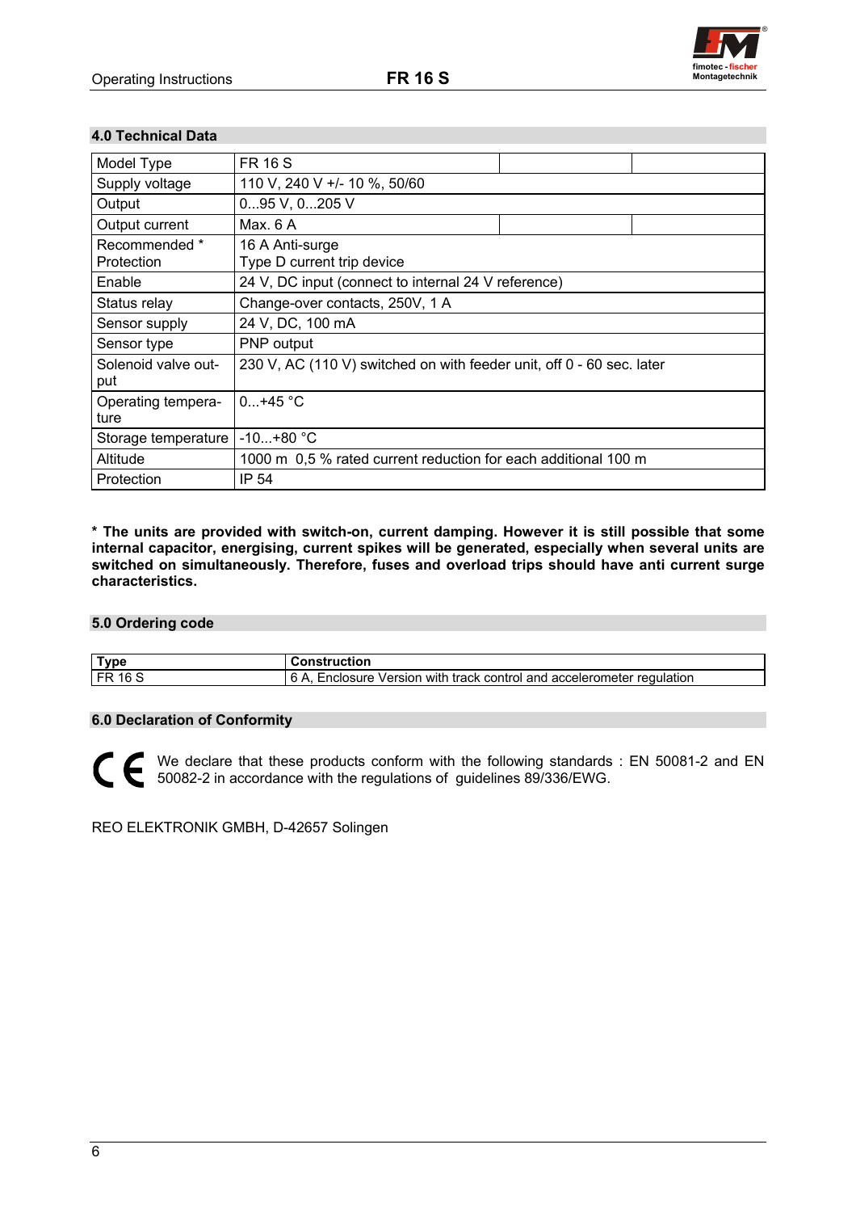## 4.0 Technical Data

| Model Type | FR 16 S | | |
|---|---|---|---|
| Supply voltage | 110 V, 240 V +/- 10 %, 50/60 | | |
| Output | 0...95 V, 0...205 V | | |
| Output current | Max. 6 A | | |
| Recommended * Protection | 16 A Anti-surge<br>Type D current trip device | | |
| Enable | 24 V, DC input (connect to internal 24 V reference) | | |
| Status relay | Change-over contacts, 250V, 1 A | | |
| Sensor supply | 24 V, DC, 100 mA | | |
| Sensor type | PNP output | | |
| Solenoid valve output | 230 V, AC (110 V) switched on with feeder unit, off 0 - 60 sec. later | | |
| Operating temperature | 0...+45 °C | | |
| Storage temperature | -10...+80 °C | | |
| Altitude | 1000 m 0,5 % rated current reduction for each additional 100 m | | |
| Protection | IP 54 | | |

**\* The units are provided with switch-on, current damping. However it is still possible that some internal capacitor, energising, current spikes will be generated, especially when several units are switched on simultaneously. Therefore, fuses and overload trips should have anti current surge characteristics.**

## 5.0 Ordering code

| Type | Construction |
|---|---|
| FR 16 S | 6 A, Enclosure Version with track control and accelerometer regulation |

## 6.0 Declaration of Conformity

CE We declare that these products conform with the following standards : EN 50081-2 and EN 50082-2 in accordance with the regulations of guidelines 89/336/EWG.

REO ELEKTRONIK GMBH, D-42657 Solingen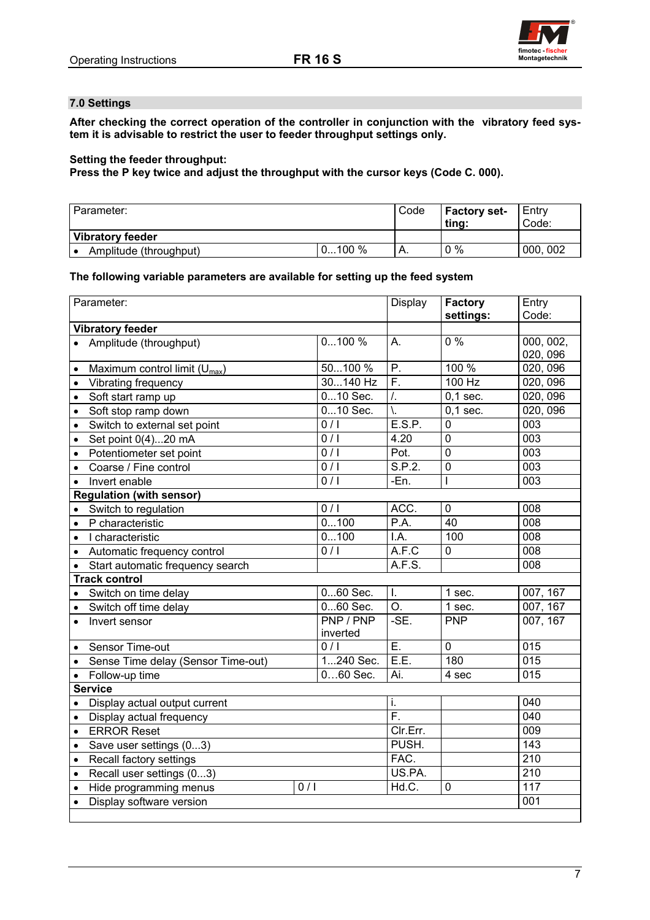## 7.0 Settings

**After checking the correct operation of the controller in conjunction with the vibratory feed system it is advisable to restrict the user to feeder throughput settings only.**

**Setting the feeder throughput:**
**Press the P key twice and adjust the throughput with the cursor keys (Code C. 000).**

| Parameter: | | Code | Factory setting: | Entry Code: |
|---|---|---|---|---|
| **Vibratory feeder** | | | | |
| • Amplitude (throughput) | 0...100 % | A. | 0 % | 000, 002 |

**The following variable parameters are available for setting up the feed system**

| Parameter: | | Display | Factory settings: | Entry Code: |
|---|---|---|---|---|
| **Vibratory feeder** | | | | |
| • Amplitude (throughput) | 0...100 % | A. | 0 % | 000, 002, 020, 096 |
| • Maximum control limit ($U_{max}$) | 50...100 % | P. | 100 % | 020, 096 |
| • Vibrating frequency | 30...140 Hz | F. | 100 Hz | 020, 096 |
| • Soft start ramp up | 0...10 Sec. | /. | 0,1 sec. | 020, 096 |
| • Soft stop ramp down | 0...10 Sec. | \. | 0,1 sec. | 020, 096 |
| • Switch to external set point | 0 / I | E.S.P. | 0 | 003 |
| • Set point 0(4)...20 mA | 0 / I | 4.20 | 0 | 003 |
| • Potentiometer set point | 0 / I | Pot. | 0 | 003 |
| • Coarse / Fine control | 0 / I | S.P.2. | 0 | 003 |
| • Invert enable | 0 / I | -En. | I | 003 |
| **Regulation (with sensor)** | | | | |
| • Switch to regulation | 0 / I | ACC. | 0 | 008 |
| • P characteristic | 0...100 | P.A. | 40 | 008 |
| • I characteristic | 0...100 | I.A. | 100 | 008 |
| • Automatic frequency control | 0 / I | A.F.C | 0 | 008 |
| • Start automatic frequency search | | A.F.S. | | 008 |
| **Track control** | | | | |
| • Switch on time delay | 0...60 Sec. | I. | 1 sec. | 007, 167 |
| • Switch off time delay | 0...60 Sec. | O. | 1 sec. | 007, 167 |
| • Invert sensor | PNP / PNP inverted | -SE. | PNP | 007, 167 |
| • Sensor Time-out | 0 / I | E. | 0 | 015 |
| • Sense Time delay (Sensor Time-out) | 1...240 Sec. | E.E. | 180 | 015 |
| • Follow-up time | 0…60 Sec. | Ai. | 4 sec | 015 |
| **Service** | | | | |
| • Display actual output current | | i. | | 040 |
| • Display actual frequency | | F. | | 040 |
| • ERROR Reset | | Clr.Err. | | 009 |
| • Save user settings (0...3) | | PUSH. | | 143 |
| • Recall factory settings | | FAC. | | 210 |
| • Recall user settings (0...3) | | US.PA. | | 210 |
| • Hide programming menus | 0 / I | Hd.C. | 0 | 117 |
| • Display software version | | | | 001 |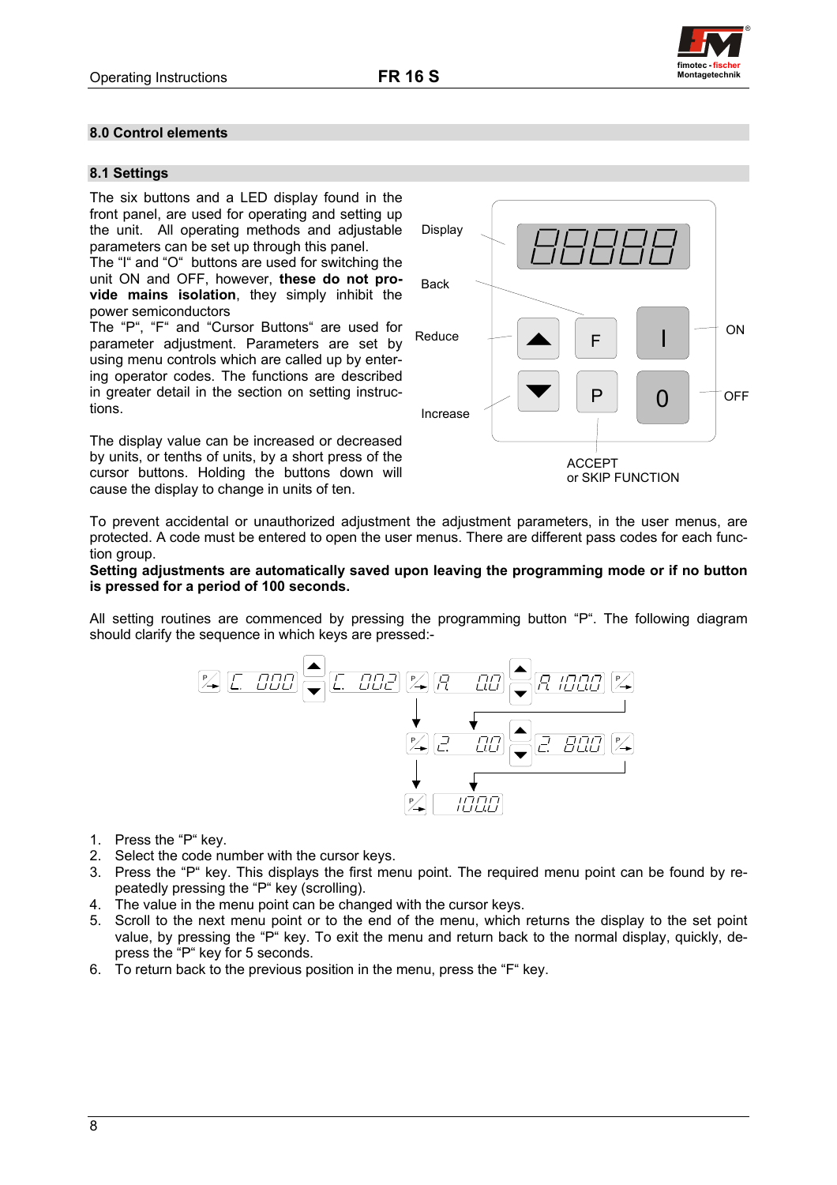## 8.0 Control elements

### 8.1 Settings

The six buttons and a LED display found in the front panel, are used for operating and setting up the unit. All operating methods and adjustable parameters can be set up through this panel.
The "I" and "O" buttons are used for switching the unit ON and OFF, however, **these do not provide mains isolation**, they simply inhibit the power semiconductors
The "P", "F" and "Cursor Buttons" are used for parameter adjustment. Parameters are set by using menu controls which are called up by entering operator codes. The functions are described in greater detail in the section on setting instructions.

The display value can be increased or decreased by units, or tenths of units, by a short press of the cursor buttons. Holding the buttons down will cause the display to change in units of ten.

Display

Back

Reduce

Increase

ON

OFF

ACCEPT
or SKIP FUNCTION

To prevent accidental or unauthorized adjustment the adjustment parameters, in the user menus, are protected. A code must be entered to open the user menus. There are different pass codes for each function group.
**Setting adjustments are automatically saved upon leaving the programming mode or if no button is pressed for a period of 100 seconds.**

All setting routines are commenced by pressing the programming button "P". The following diagram should clarify the sequence in which keys are pressed:-

C 000 → C 002 → A 0.0 → A 100.0 → 2 0.0 → 2 80.0 → 100.0

1. Press the "P" key.
2. Select the code number with the cursor keys.
3. Press the "P" key. This displays the first menu point. The required menu point can be found by repeatedly pressing the "P" key (scrolling).
4. The value in the menu point can be changed with the cursor keys.
5. Scroll to the next menu point or to the end of the menu, which returns the display to the set point value, by pressing the "P" key. To exit the menu and return back to the normal display, quickly, depress the "P" key for 5 seconds.
6. To return back to the previous position in the menu, press the "F" key.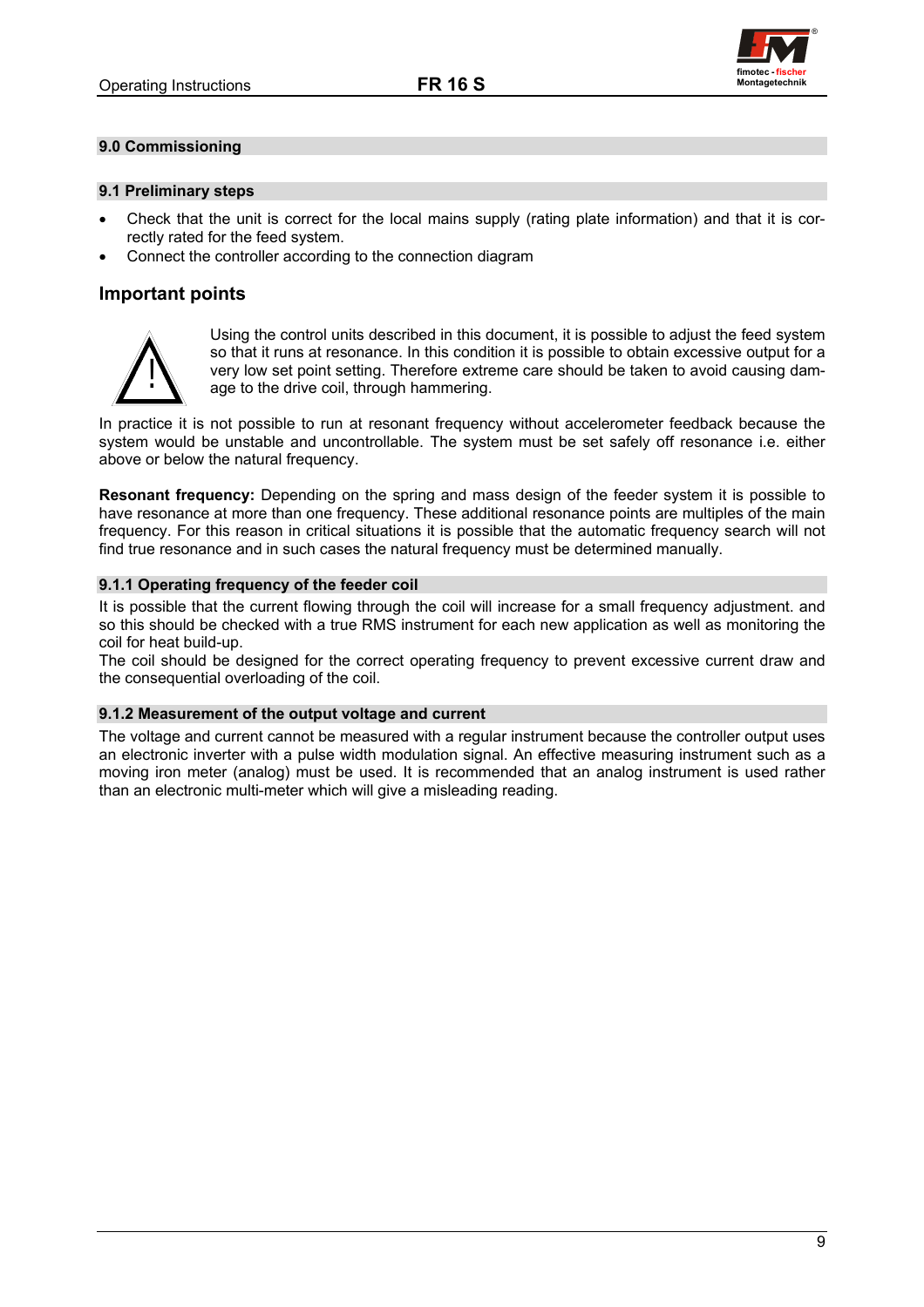## 9.0 Commissioning

### 9.1 Preliminary steps

- Check that the unit is correct for the local mains supply (rating plate information) and that it is correctly rated for the feed system.
- Connect the controller according to the connection diagram

## Important points

Using the control units described in this document, it is possible to adjust the feed system so that it runs at resonance. In this condition it is possible to obtain excessive output for a very low set point setting. Therefore extreme care should be taken to avoid causing damage to the drive coil, through hammering.

In practice it is not possible to run at resonant frequency without accelerometer feedback because the system would be unstable and uncontrollable. The system must be set safely off resonance i.e. either above or below the natural frequency.

**Resonant frequency:** Depending on the spring and mass design of the feeder system it is possible to have resonance at more than one frequency. These additional resonance points are multiples of the main frequency. For this reason in critical situations it is possible that the automatic frequency search will not find true resonance and in such cases the natural frequency must be determined manually.

#### 9.1.1 Operating frequency of the feeder coil

It is possible that the current flowing through the coil will increase for a small frequency adjustment. and so this should be checked with a true RMS instrument for each new application as well as monitoring the coil for heat build-up.
The coil should be designed for the correct operating frequency to prevent excessive current draw and the consequential overloading of the coil.

#### 9.1.2 Measurement of the output voltage and current

The voltage and current cannot be measured with a regular instrument because the controller output uses an electronic inverter with a pulse width modulation signal. An effective measuring instrument such as a moving iron meter (analog) must be used. It is recommended that an analog instrument is used rather than an electronic multi-meter which will give a misleading reading.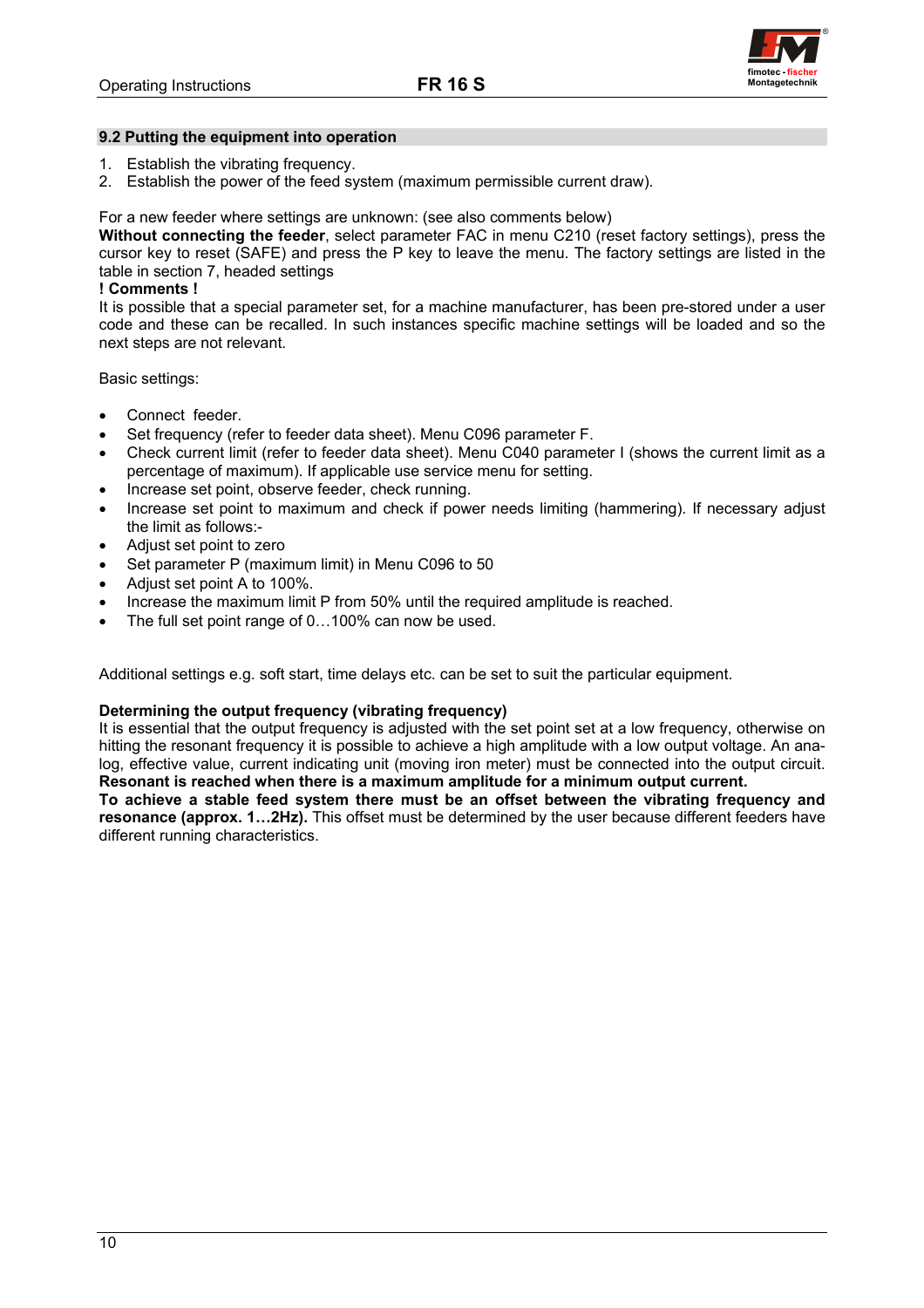## 9.2 Putting the equipment into operation

1. Establish the vibrating frequency.
2. Establish the power of the feed system (maximum permissible current draw).

For a new feeder where settings are unknown: (see also comments below)
**Without connecting the feeder**, select parameter FAC in menu C210 (reset factory settings), press the cursor key to reset (SAFE) and press the P key to leave the menu. The factory settings are listed in the table in section 7, headed settings

**! Comments !**
It is possible that a special parameter set, for a machine manufacturer, has been pre-stored under a user code and these can be recalled. In such instances specific machine settings will be loaded and so the next steps are not relevant.

Basic settings:

- Connect feeder.
- Set frequency (refer to feeder data sheet). Menu C096 parameter F.
- Check current limit (refer to feeder data sheet). Menu C040 parameter I (shows the current limit as a percentage of maximum). If applicable use service menu for setting.
- Increase set point, observe feeder, check running.
- Increase set point to maximum and check if power needs limiting (hammering). If necessary adjust the limit as follows:-
- Adjust set point to zero
- Set parameter P (maximum limit) in Menu C096 to 50
- Adjust set point A to 100%.
- Increase the maximum limit P from 50% until the required amplitude is reached.
- The full set point range of 0…100% can now be used.

Additional settings e.g. soft start, time delays etc. can be set to suit the particular equipment.

**Determining the output frequency (vibrating frequency)**
It is essential that the output frequency is adjusted with the set point set at a low frequency, otherwise on hitting the resonant frequency it is possible to achieve a high amplitude with a low output voltage. An analog, effective value, current indicating unit (moving iron meter) must be connected into the output circuit.
**Resonant is reached when there is a maximum amplitude for a minimum output current.**
**To achieve a stable feed system there must be an offset between the vibrating frequency and resonance (approx. 1…2Hz).** This offset must be determined by the user because different feeders have different running characteristics.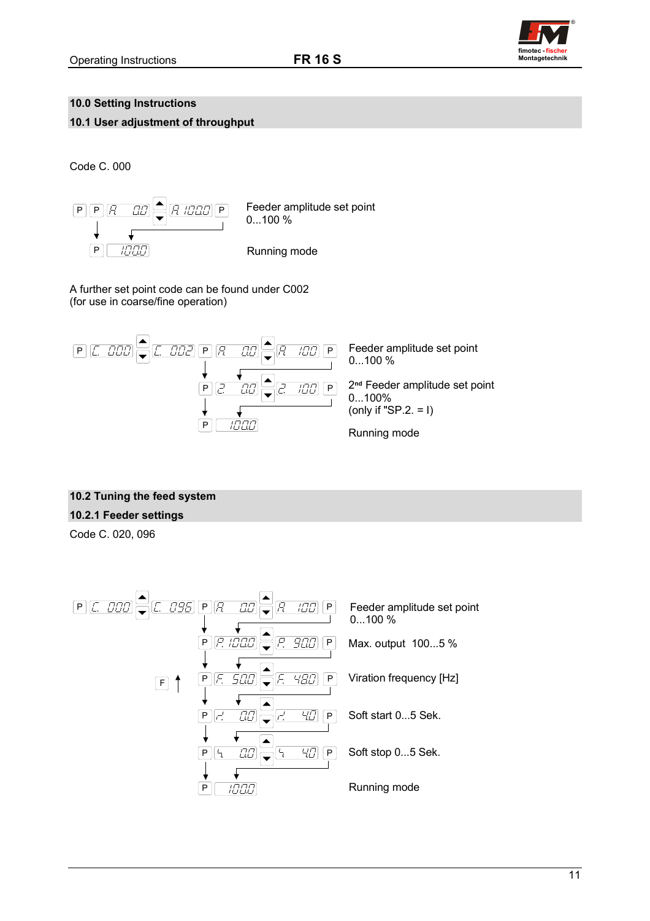## 10.0 Setting Instructions

## 10.1 User adjustment of throughput

Code C. 000

| Key sequence | Description |
|---|---|
| P → P → A 0.0 → ▲▼ → A 100.0 → P | Feeder amplitude set point 0...100 % |
| P → 100.0 | Running mode |

A further set point code can be found under C002
(for use in coarse/fine operation)

| Key sequence | Description |
|---|---|
| P → C. 000 → ▲▼ → C. 002 → P → A 0.0 → ▲▼ → A 100 → P | Feeder amplitude set point 0...100 % |
| P → 2 0.0 → ▲▼ → 2 100 → P | 2nd Feeder amplitude set point 0...100% (only if "SP.2. = I) |
| P → 100.0 | Running mode |

## 10.2 Tuning the feed system

### 10.2.1 Feeder settings

Code C. 020, 096

| Key sequence | Description |
|---|---|
| P → C. 000 → ▲▼ → C. 096 → P → A 0.0 → ▲▼ → A 100 → P | Feeder amplitude set point 0...100 % |
| P → P. 100.0 → ▲▼ → P. 90.0 → P | Max. output 100...5 % |
| P → F. 50.0 → ▲▼ → F. 48.0 → P (F ↑) | Viration frequency [Hz] |
| P → r 0.0 → ▲▼ → r 4.0 → P | Soft start 0...5 Sek. |
| P → 5 0.0 → ▲▼ → 5 4.0 → P | Soft stop 0...5 Sek. |
| P → 100.0 | Running mode |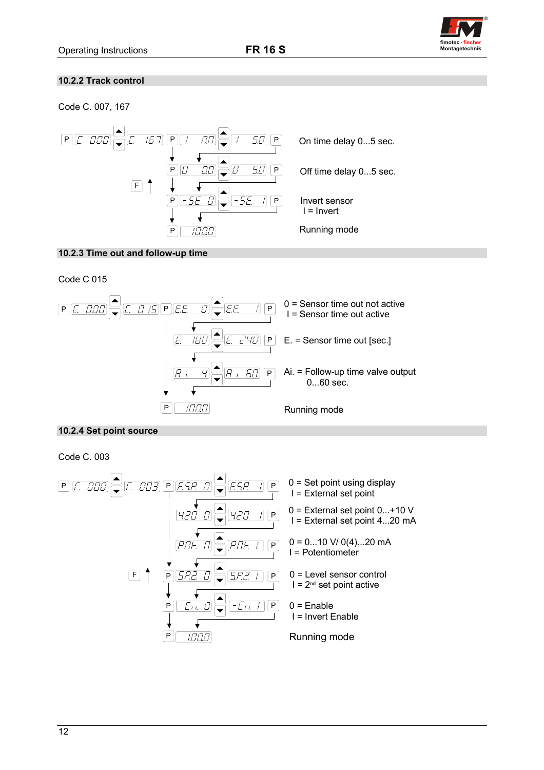## 10.2.2 Track control

Code C. 007, 167

| Display sequence | | | Description |
|---|---|---|---|
| P C. 000 ▲▼ C. 167 P | I 00 ▲▼ I 50 | P | On time delay 0...5 sec. |
| P | 0 00 ▲▼ 0 50 | P | Off time delay 0...5 sec. |
| F ↑ P | -SE. 0 ▲▼ -SE. I | P | Invert sensor<br>I = Invert |
| P | 100.0 | | Running mode |

## 10.2.3 Time out and follow-up time

Code C 015

| Display sequence | | | Description |
|---|---|---|---|
| P C. 000 ▲▼ C. 015 P | E.E. 0 ▲▼ E.E. I | P | 0 = Sensor time out not active<br>I = Sensor time out active |
| | E. 180 ▲▼ E. 240 | P | E. = Sensor time out [sec.] |
| | Ai. 4 ▲▼ Ai. 60 | P | Ai. = Follow-up time valve output<br>0...60 sec. |
| P | 100.0 | | Running mode |

## 10.2.4 Set point source

Code C. 003

| Display sequence | | | Description |
|---|---|---|---|
| P C. 000 ▲▼ C. 003 P | E.S.P. 0 ▲▼ E.S.P. I | P | 0 = Set point using display<br>I = External set point |
| | 420 0 ▲▼ 420 I | P | 0 = External set point 0...+10 V<br>I = External set point 4...20 mA |
| | POt. 0 ▲▼ POt. I | P | 0 = 0...10 V/ 0(4)...20 mA<br>I = Potentiometer |
| F ↑ P | S.P.2 0 ▲▼ S.P.2 I | P | 0 = Level sensor control<br>I = 2nd set point active |
| P | -En. 0 ▲▼ -En. I | P | 0 = Enable<br>I = Invert Enable |
| P | 100.0 | | Running mode |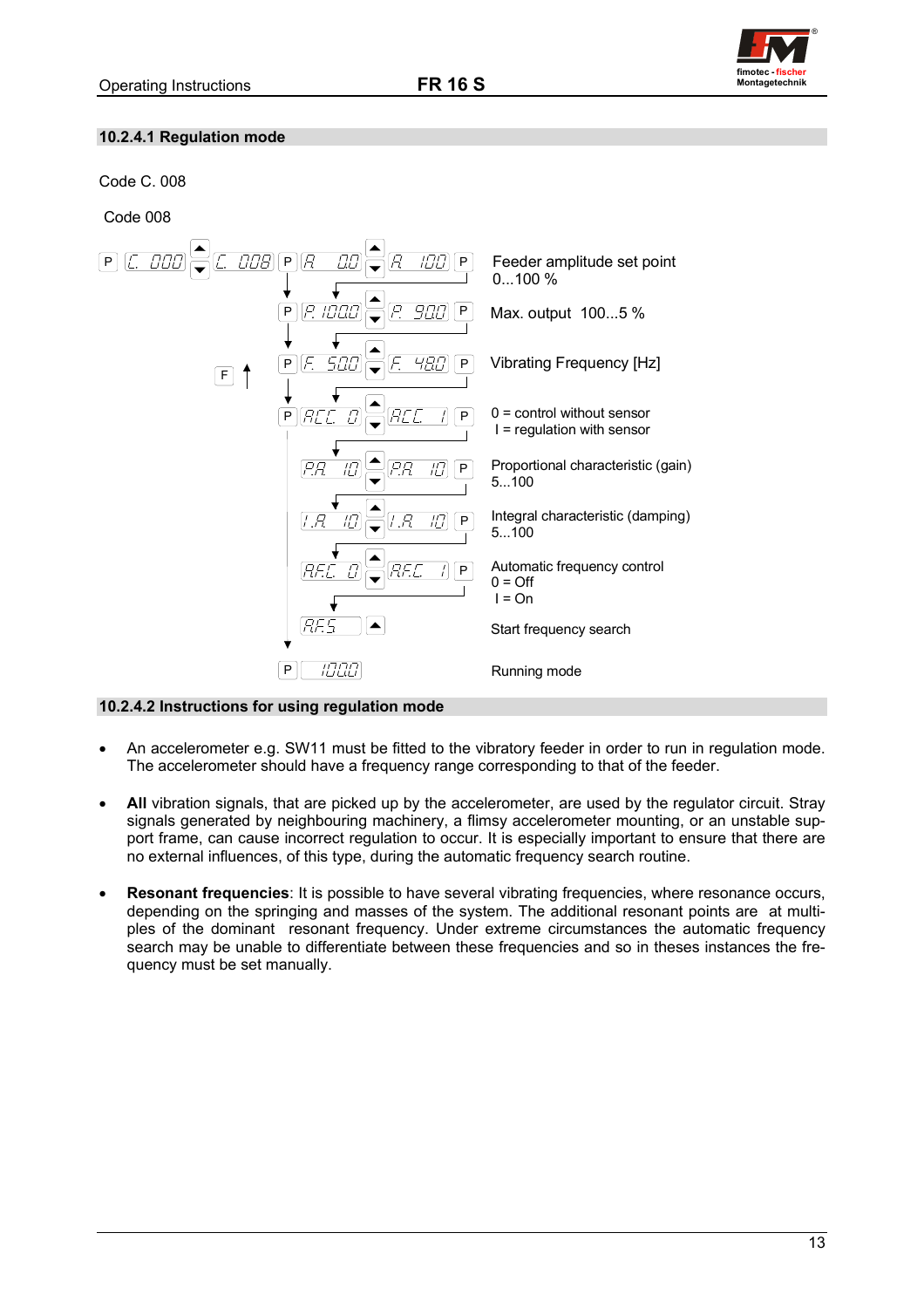### 10.2.4.1 Regulation mode

Code C. 008

Code 008

| Keys / Display | | | Description |
|---|---|---|---|
| P → C. 000 → ▲▼ → C. 008 → P | A 00 ▲▼ | A 100 → P | Feeder amplitude set point 0...100 % |
| P | P. 100.0 ▲▼ | P. 90.0 → P | Max. output 100...5 % |
| P | F. 50.0 ▲▼ | F. 48.0 → P | Vibrating Frequency [Hz] |
| P | ACC. 0 ▲▼ | ACC. I → P | 0 = control without sensor<br>I = regulation with sensor |
| | P.A 10 ▲▼ | P.A 10 → P | Proportional characteristic (gain) 5...100 |
| | I.A 10 ▲▼ | I.A 10 → P | Integral characteristic (damping) 5...100 |
| | AF.C. 0 ▲▼ | AF.C. I → P | Automatic frequency control<br>0 = Off<br>I = On |
| | AFS ▲ | | Start frequency search |
| P | 100.0 | | Running mode |

F ↑

### 10.2.4.2 Instructions for using regulation mode

- An accelerometer e.g. SW11 must be fitted to the vibratory feeder in order to run in regulation mode. The accelerometer should have a frequency range corresponding to that of the feeder.

- **All** vibration signals, that are picked up by the accelerometer, are used by the regulator circuit. Stray signals generated by neighbouring machinery, a flimsy accelerometer mounting, or an unstable support frame, can cause incorrect regulation to occur. It is especially important to ensure that there are no external influences, of this type, during the automatic frequency search routine.

- **Resonant frequencies**: It is possible to have several vibrating frequencies, where resonance occurs, depending on the springing and masses of the system. The additional resonant points are at multiples of the dominant resonant frequency. Under extreme circumstances the automatic frequency search may be unable to differentiate between these frequencies and so in theses instances the frequency must be set manually.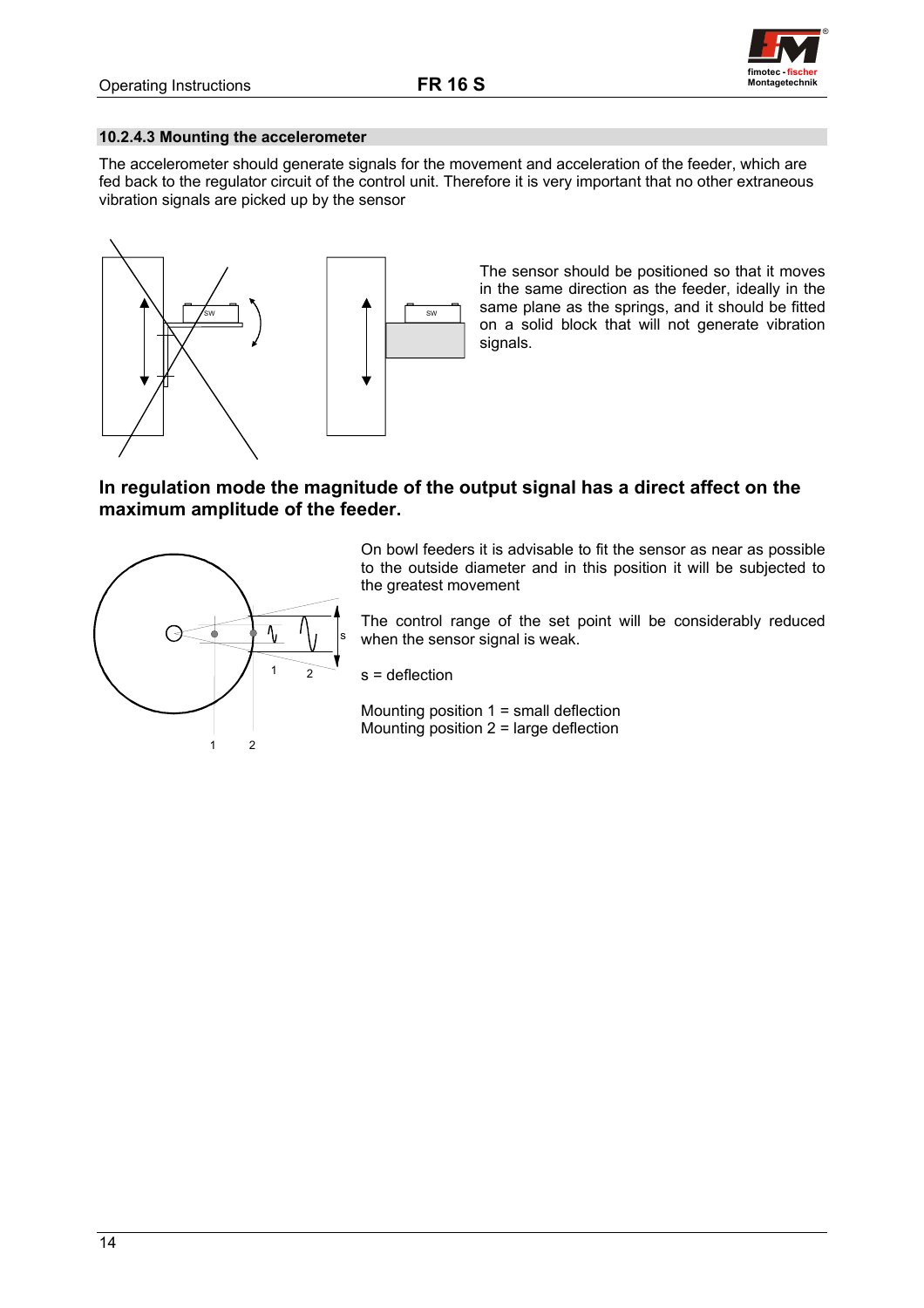### 10.2.4.3 Mounting the accelerometer

The accelerometer should generate signals for the movement and acceleration of the feeder, which are fed back to the regulator circuit of the control unit. Therefore it is very important that no other extraneous vibration signals are picked up by the sensor

The sensor should be positioned so that it moves in the same direction as the feeder, ideally in the same plane as the springs, and it should be fitted on a solid block that will not generate vibration signals.

**In regulation mode the magnitude of the output signal has a direct affect on the maximum amplitude of the feeder.**

On bowl feeders it is advisable to fit the sensor as near as possible to the outside diameter and in this position it will be subjected to the greatest movement

The control range of the set point will be considerably reduced when the sensor signal is weak.

s = deflection

Mounting position 1 = small deflection
Mounting position 2 = large deflection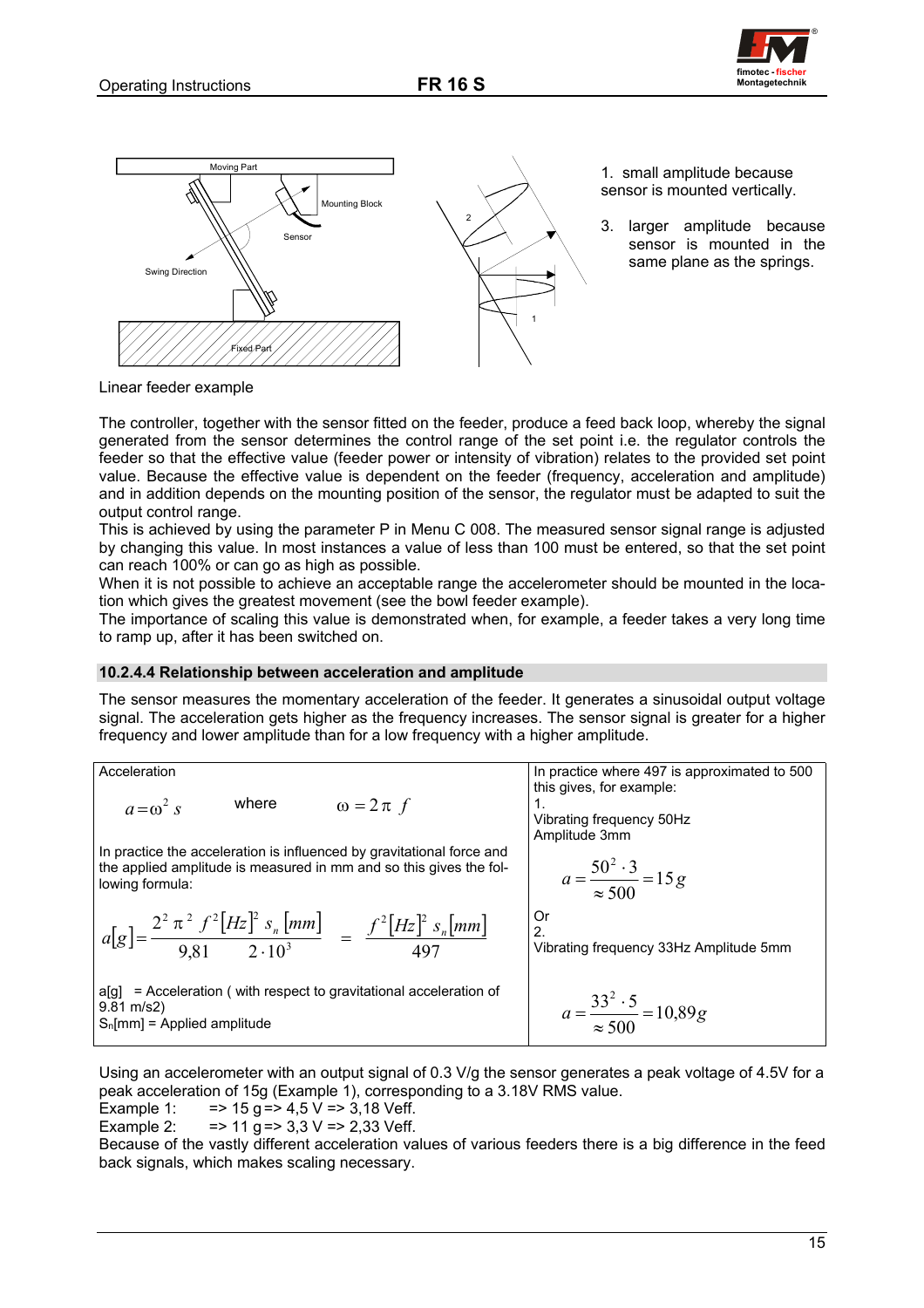1. small amplitude because sensor is mounted vertically.

3. larger amplitude because sensor is mounted in the same plane as the springs.

Linear feeder example

The controller, together with the sensor fitted on the feeder, produce a feed back loop, whereby the signal generated from the sensor determines the control range of the set point i.e. the regulator controls the feeder so that the effective value (feeder power or intensity of vibration) relates to the provided set point value. Because the effective value is dependent on the feeder (frequency, acceleration and amplitude) and in addition depends on the mounting position of the sensor, the regulator must be adapted to suit the output control range.
This is achieved by using the parameter P in Menu C 008. The measured sensor signal range is adjusted by changing this value. In most instances a value of less than 100 must be entered, so that the set point can reach 100% or can go as high as possible.
When it is not possible to achieve an acceptable range the accelerometer should be mounted in the location which gives the greatest movement (see the bowl feeder example).
The importance of scaling this value is demonstrated when, for example, a feeder takes a very long time to ramp up, after it has been switched on.

### 10.2.4.4 Relationship between acceleration and amplitude

The sensor measures the momentary acceleration of the feeder. It generates a sinusoidal output voltage signal. The acceleration gets higher as the frequency increases. The sensor signal is greater for a higher frequency and lower amplitude than for a low frequency with a higher amplitude.

| Acceleration | In practice where 497 is approximated to 500 this gives, for example: |
|---|---|
| $a = \omega^2 s$ where $\omega = 2\pi f$ | 1. Vibrating frequency 50Hz Amplitude 3mm |
| In practice the acceleration is influenced by gravitational force and the applied amplitude is measured in mm and so this gives the following formula: | $a = \frac{50^2 \cdot 3}{\approx 500} = 15g$ |
| $a[g] = \frac{2^2 \pi^2 f^2[Hz]^2 s_n[mm]}{9{,}81 \quad 2 \cdot 10^3} = \frac{f^2[Hz]^2 s_n[mm]}{497}$ | Or 2. Vibrating frequency 33Hz Amplitude 5mm |
| a[g] = Acceleration ( with respect to gravitational acceleration of 9.81 m/s2) $S_n$[mm] = Applied amplitude | $a = \frac{33^2 \cdot 5}{\approx 500} = 10{,}89g$ |

Using an accelerometer with an output signal of 0.3 V/g the sensor generates a peak voltage of 4.5V for a peak acceleration of 15g (Example 1), corresponding to a 3.18V RMS value.
Example 1: => 15 g => 4,5 V => 3,18 Veff.
Example 2: => 11 g => 3,3 V => 2,33 Veff.
Because of the vastly different acceleration values of various feeders there is a big difference in the feed back signals, which makes scaling necessary.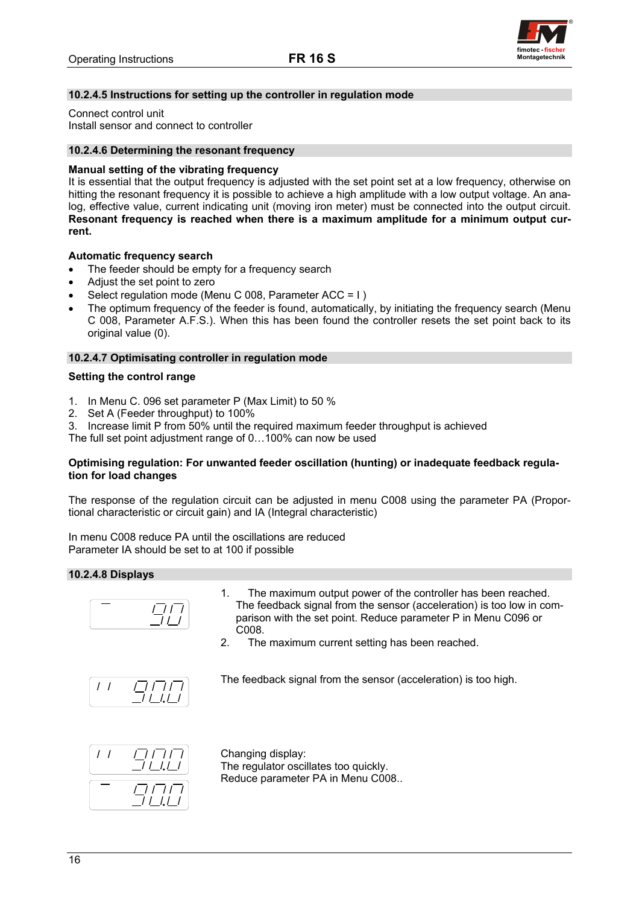### 10.2.4.5 Instructions for setting up the controller in regulation mode

Connect control unit
Install sensor and connect to controller

### 10.2.4.6 Determining the resonant frequency

**Manual setting of the vibrating frequency**
It is essential that the output frequency is adjusted with the set point set at a low frequency, otherwise on hitting the resonant frequency it is possible to achieve a high amplitude with a low output voltage. An analog, effective value, current indicating unit (moving iron meter) must be connected into the output circuit. **Resonant frequency is reached when there is a maximum amplitude for a minimum output current.**

**Automatic frequency search**

- The feeder should be empty for a frequency search
- Adjust the set point to zero
- Select regulation mode (Menu C 008, Parameter ACC = I )
- The optimum frequency of the feeder is found, automatically, by initiating the frequency search (Menu C 008, Parameter A.F.S.). When this has been found the controller resets the set point back to its original value (0).

### 10.2.4.7 Optimisating controller in regulation mode

**Setting the control range**

1. In Menu C. 096 set parameter P (Max Limit) to 50 %
2. Set A (Feeder throughput) to 100%
3. Increase limit P from 50% until the required maximum feeder throughput is achieved

The full set point adjustment range of 0…100% can now be used

**Optimising regulation: For unwanted feeder oscillation (hunting) or inadequate feedback regulation for load changes**

The response of the regulation circuit can be adjusted in menu C008 using the parameter PA (Proportional characteristic or circuit gain) and IA (Integral characteristic)

In menu C008 reduce PA until the oscillations are reduced
Parameter IA should be set to at 100 if possible

### 10.2.4.8 Displays

| Display | Meaning |
|---|---|
| - 010 | 1. The maximum output power of the controller has been reached. The feedback signal from the sensor (acceleration) is too low in comparison with the set point. Reduce parameter P in Menu C096 or C008.<br>2. The maximum current setting has been reached. |
| 11 0.00 | The feedback signal from the sensor (acceleration) is too high. |
| 11 0.00 / - 0.00 | Changing display:<br>The regulator oscillates too quickly.<br>Reduce parameter PA in Menu C008.. |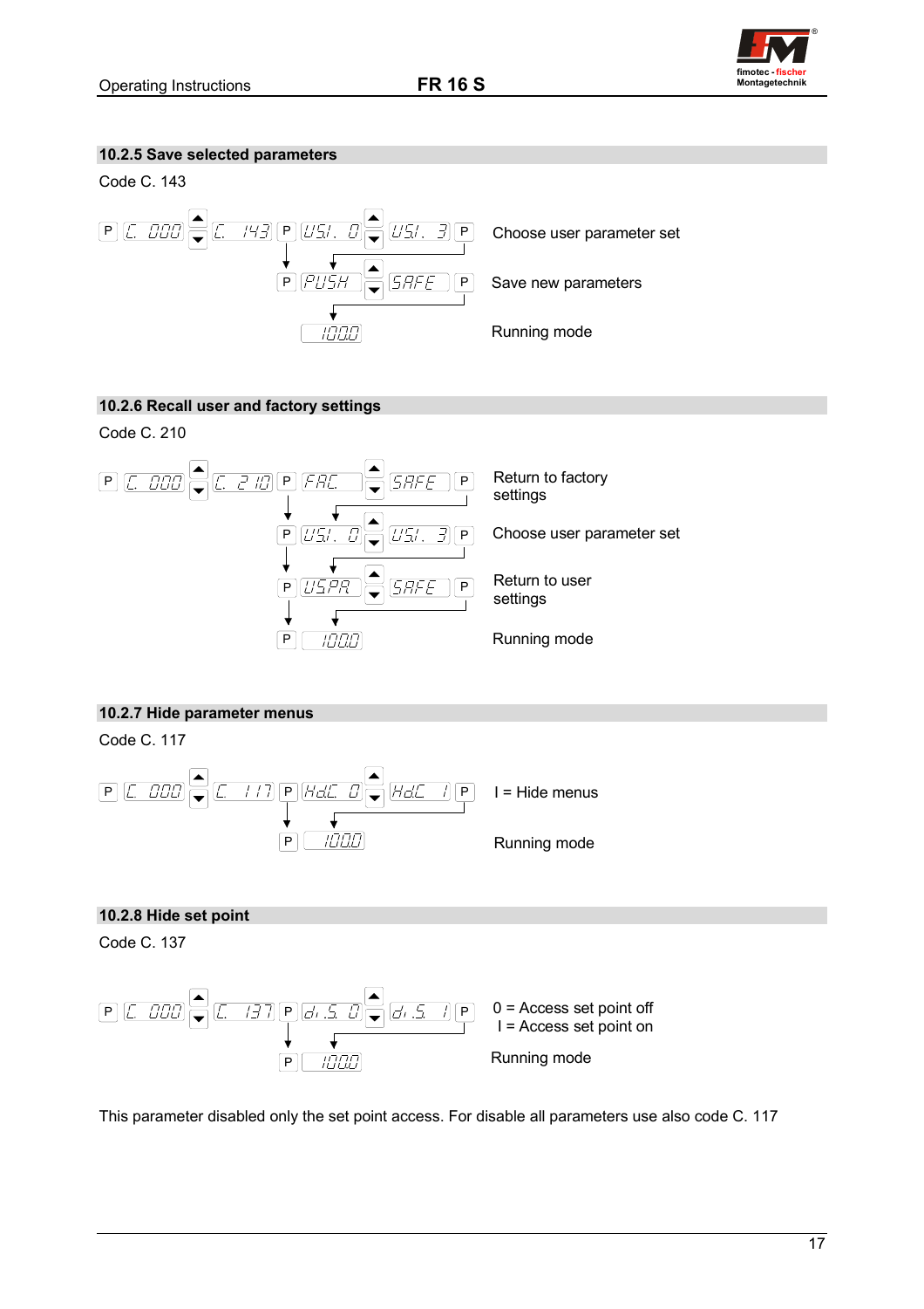### 10.2.5 Save selected parameters

Code C. 143

P [C. 000] ▲▼ [C. 143] P [USI. 0] ▲▼ [USI. 3] P — Choose user parameter set

P [PUSH] ▲▼ [SAFE] P — Save new parameters

[1000] — Running mode

### 10.2.6 Recall user and factory settings

Code C. 210

P [C. 000] ▲▼ [C. 210] P [FAC.] ▲▼ [SAFE] P — Return to factory settings

P [USI. 0] ▲▼ [USI. 3] P — Choose user parameter set

P [USPA] ▲▼ [SAFE] P — Return to user settings

P [1000] — Running mode

### 10.2.7 Hide parameter menus

Code C. 117

P [C. 000] ▲▼ [C. 117] P [HdC 0] ▲▼ [HdC 1] P — I = Hide menus

P [1000] — Running mode

### 10.2.8 Hide set point

Code C. 137

P [C. 000] ▲▼ [C. 137] P [di.S. 0] ▲▼ [di.S. 1] P — 0 = Access set point off
I = Access set point on

P [1000] — Running mode

This parameter disabled only the set point access. For disable all parameters use also code C. 117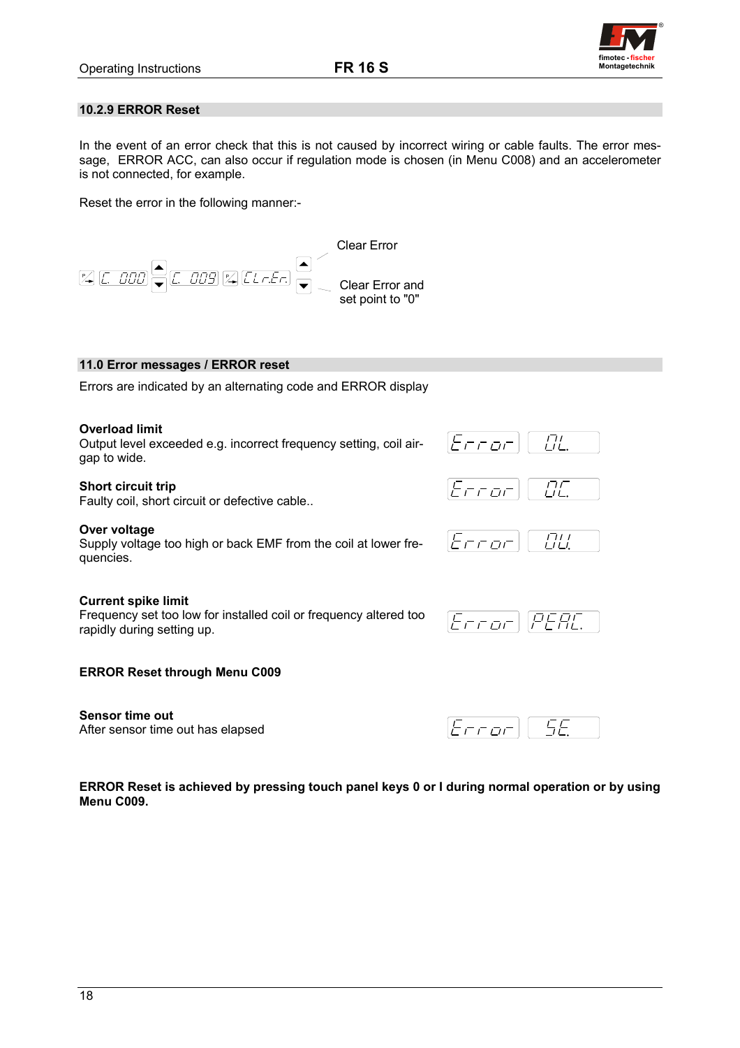## 10.2.9 ERROR Reset

In the event of an error check that this is not caused by incorrect wiring or cable faults. The error message, ERROR ACC, can also occur if regulation mode is chosen (in Menu C008) and an accelerometer is not connected, for example.

Reset the error in the following manner:-

P → C 000 ▲▼ C 009 P → CLr.Er. ▲ Clear Error

▼ Clear Error and set point to "0"

## 11.0 Error messages / ERROR reset

Errors are indicated by an alternating code and ERROR display

| Error | Description | Display |
|---|---|---|
| **Overload limit** | Output level exceeded e.g. incorrect frequency setting, coil air-gap to wide. | Error OL. |
| **Short circuit trip** | Faulty coil, short circuit or defective cable.. | Error OC. |
| **Over voltage** | Supply voltage too high or back EMF from the coil at lower frequencies. | Error OU. |
| **Current spike limit** | Frequency set too low for installed coil or frequency altered too rapidly during setting up. | Error PEAL. |

**ERROR Reset through Menu C009**

| Error | Description | Display |
|---|---|---|
| **Sensor time out** | After sensor time out has elapsed | Error SE. |

**ERROR Reset is achieved by pressing touch panel keys 0 or I during normal operation or by using Menu C009.**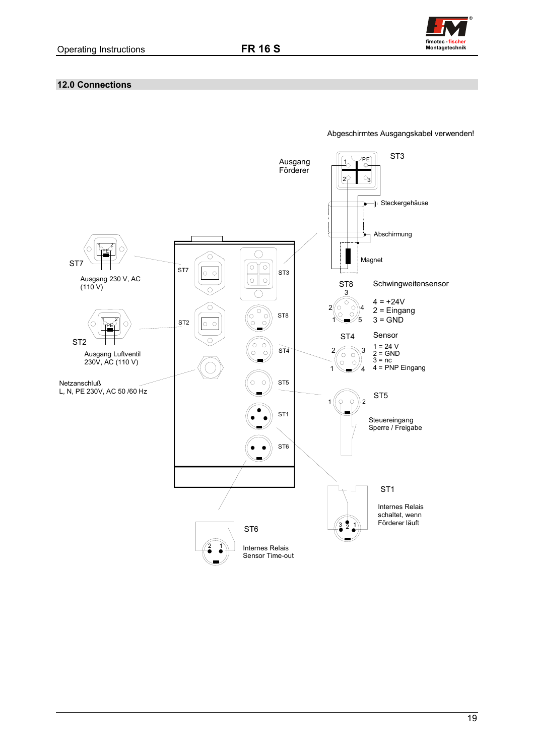## 12.0 Connections

Abgeschirmtes Ausgangskabel verwenden!

Ausgang Förderer

ST3

PE

1

2

3

Steckergehäuse

Abschirmung

Magnet

ST7

Ausgang 230 V, AC (110 V)

ST7

ST3

ST8

Schwingweitensensor

3

2

4

1

5

4 = +24V
2 = Eingang
3 = GND

ST2

ST8

ST2

Ausgang Luftventil 230V, AC (110 V)

ST4

ST4

Sensor

1 = 24 V
2 = GND
3 = nc
4 = PNP Eingang

Netzanschluß
L, N, PE 230V, AC 50 /60 Hz

ST5

ST5

Steuereingang
Sperre / Freigabe

ST1

ST6

ST1

Internes Relais schaltet, wenn Förderer läuft

ST6

Internes Relais Sensor Time-out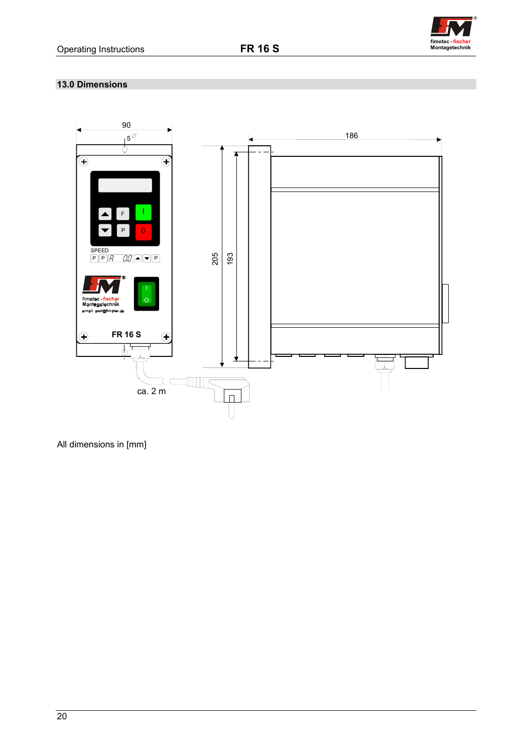## 13.0 Dimensions

All dimensions in [mm]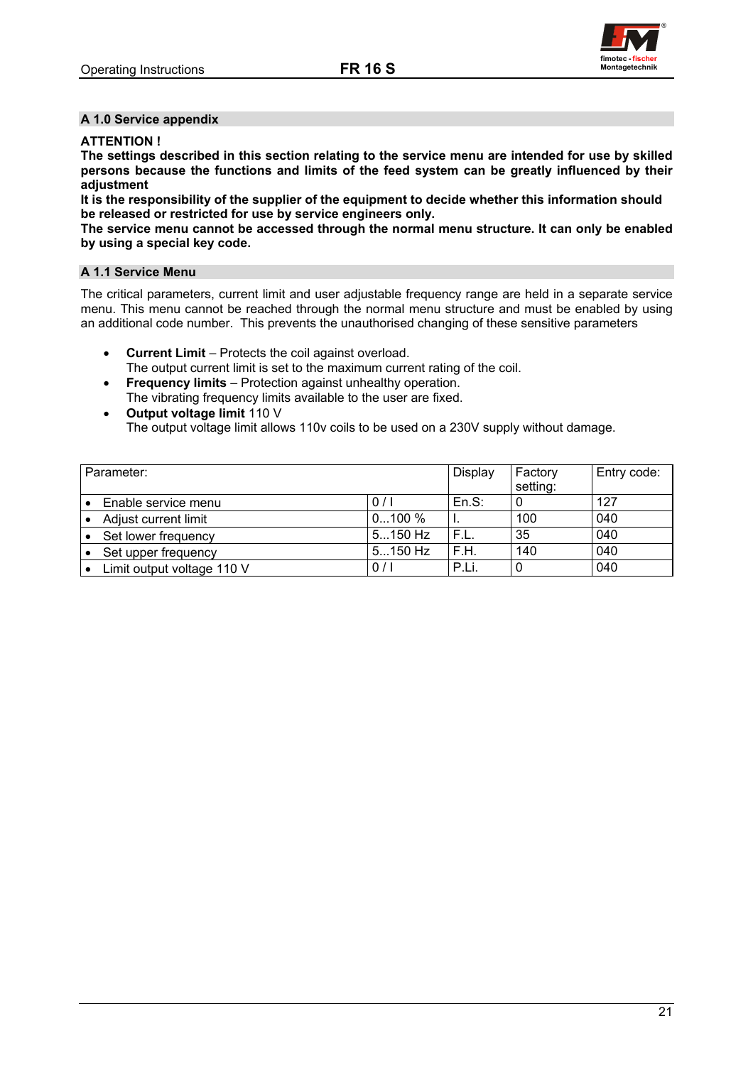## A 1.0 Service appendix

**ATTENTION !**
**The settings described in this section relating to the service menu are intended for use by skilled persons because the functions and limits of the feed system can be greatly influenced by their adjustment**
**It is the responsibility of the supplier of the equipment to decide whether this information should be released or restricted for use by service engineers only.**
**The service menu cannot be accessed through the normal menu structure. It can only be enabled by using a special key code.**

## A 1.1 Service Menu

The critical parameters, current limit and user adjustable frequency range are held in a separate service menu. This menu cannot be reached through the normal menu structure and must be enabled by using an additional code number. This prevents the unauthorised changing of these sensitive parameters

- **Current Limit** – Protects the coil against overload.
  The output current limit is set to the maximum current rating of the coil.
- **Frequency limits** – Protection against unhealthy operation.
  The vibrating frequency limits available to the user are fixed.
- **Output voltage limit** 110 V
  The output voltage limit allows 110v coils to be used on a 230V supply without damage.

| Parameter: | | Display | Factory setting: | Entry code: |
|---|---|---|---|---|
| • Enable service menu | 0 / I | En.S: | 0 | 127 |
| • Adjust current limit | 0...100 % | I. | 100 | 040 |
| • Set lower frequency | 5...150 Hz | F.L. | 35 | 040 |
| • Set upper frequency | 5...150 Hz | F.H. | 140 | 040 |
| • Limit output voltage 110 V | 0 / I | P.Li. | 0 | 040 |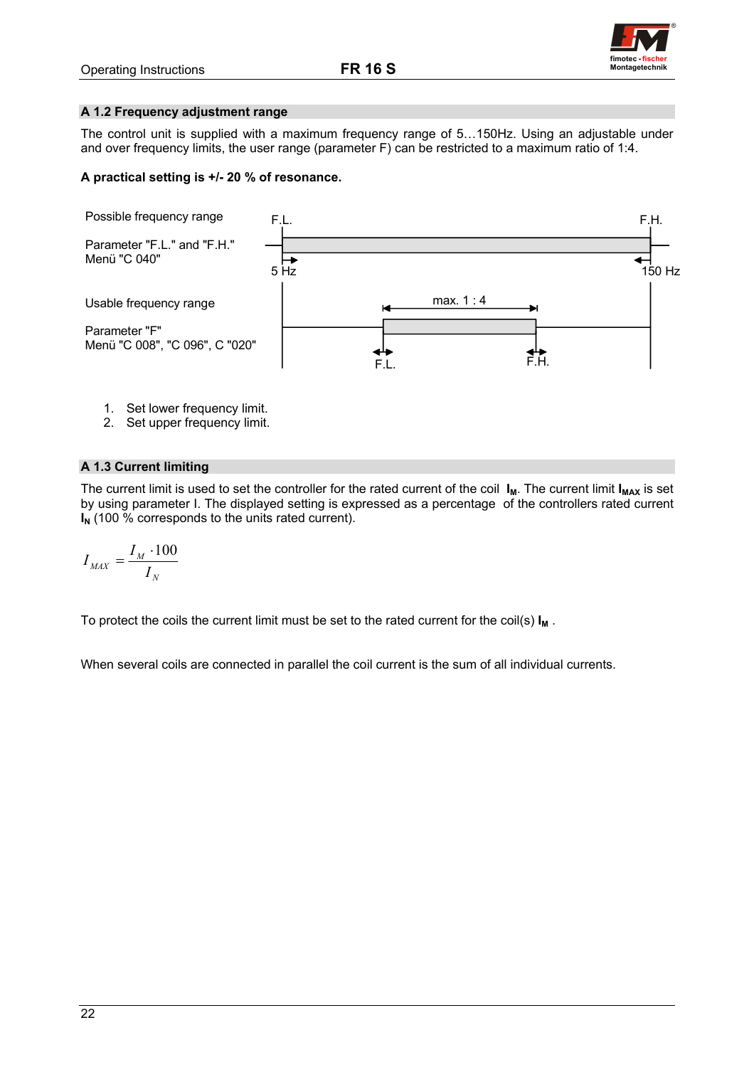## A 1.2 Frequency adjustment range

The control unit is supplied with a maximum frequency range of 5…150Hz. Using an adjustable under and over frequency limits, the user range (parameter F) can be restricted to a maximum ratio of 1:4.

**A practical setting is +/- 20 % of resonance.**

Possible frequency range

Parameter "F.L." and "F.H."
Menü "C 040"

F.L. — F.H.
5 Hz — 150 Hz

Usable frequency range

Parameter "F"
Menü "C 008", "C 096", C "020"

max. 1 : 4
F.L. — F.H.

1. Set lower frequency limit.
2. Set upper frequency limit.

## A 1.3 Current limiting

The current limit is used to set the controller for the rated current of the coil **$I_M$**. The current limit **$I_{MAX}$** is set by using parameter I. The displayed setting is expressed as a percentage of the controllers rated current **$I_N$** (100 % corresponds to the units rated current).

$$I_{MAX} = \frac{I_M \cdot 100}{I_N}$$

To protect the coils the current limit must be set to the rated current for the coil(s) **$I_M$** .

When several coils are connected in parallel the coil current is the sum of all individual currents.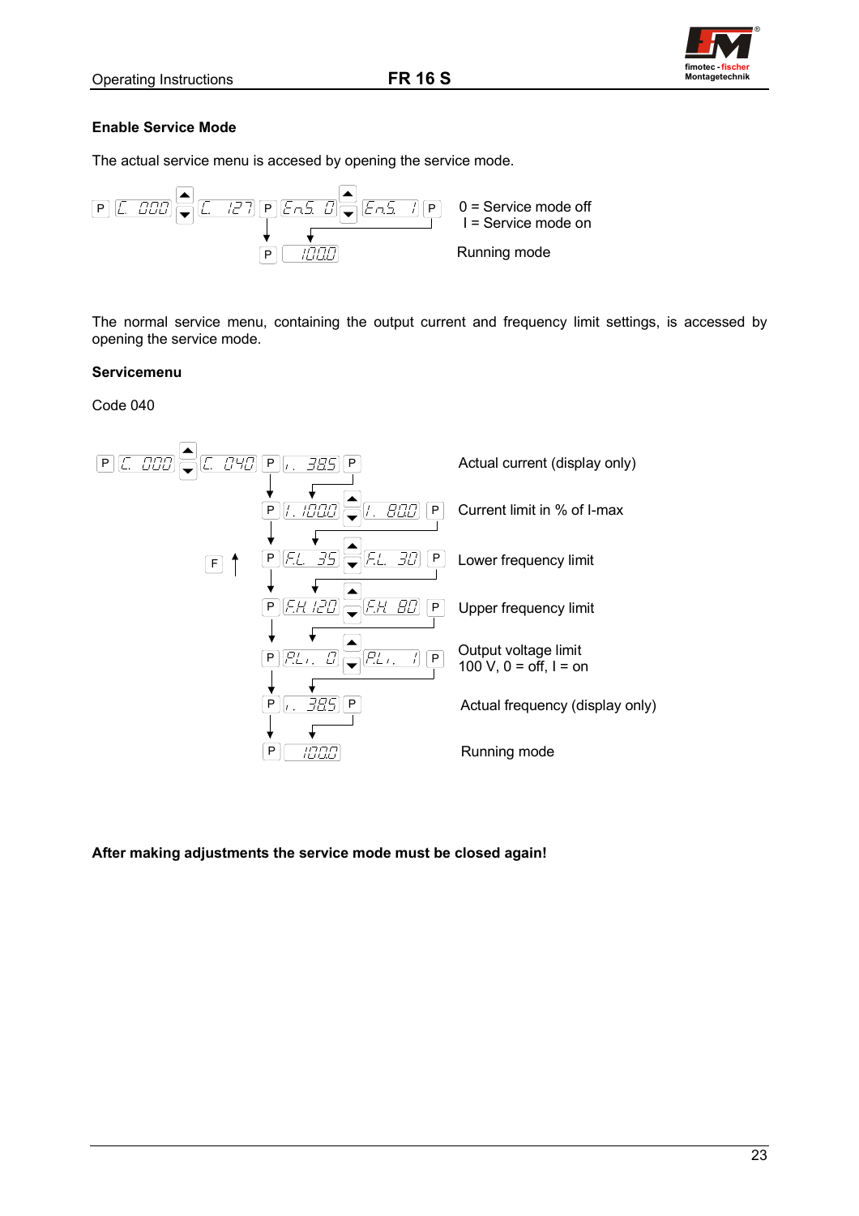### Enable Service Mode

The actual service menu is accesed by opening the service mode.

P | C. 000 | ▲▼ | C. 127 | P | En.S. 0 | ▲▼ | En.S. I | P

P | 1000

0 = Service mode off
I = Service mode on

Running mode

The normal service menu, containing the output current and frequency limit settings, is accessed by opening the service mode.

### Servicemenu

Code 040

P | C. 000 | ▲▼ | C. 040 | P | I. 38.5 | P — Actual current (display only)

P | I. 100.0 | ▲▼ | I. 80.0 | P — Current limit in % of I-max

F ↑ P | F.L. 35 | ▲▼ | F.L. 30 | P — Lower frequency limit

P | F.H. 120 | ▲▼ | F.H. 80 | P — Upper frequency limit

P | A.L.I. 0 | ▲▼ | A.L.I. I | P — Output voltage limit 100 V, 0 = off, I = on

P | I. 38.5 | P — Actual frequency (display only)

P | 100.0 — Running mode

**After making adjustments the service mode must be closed again!**